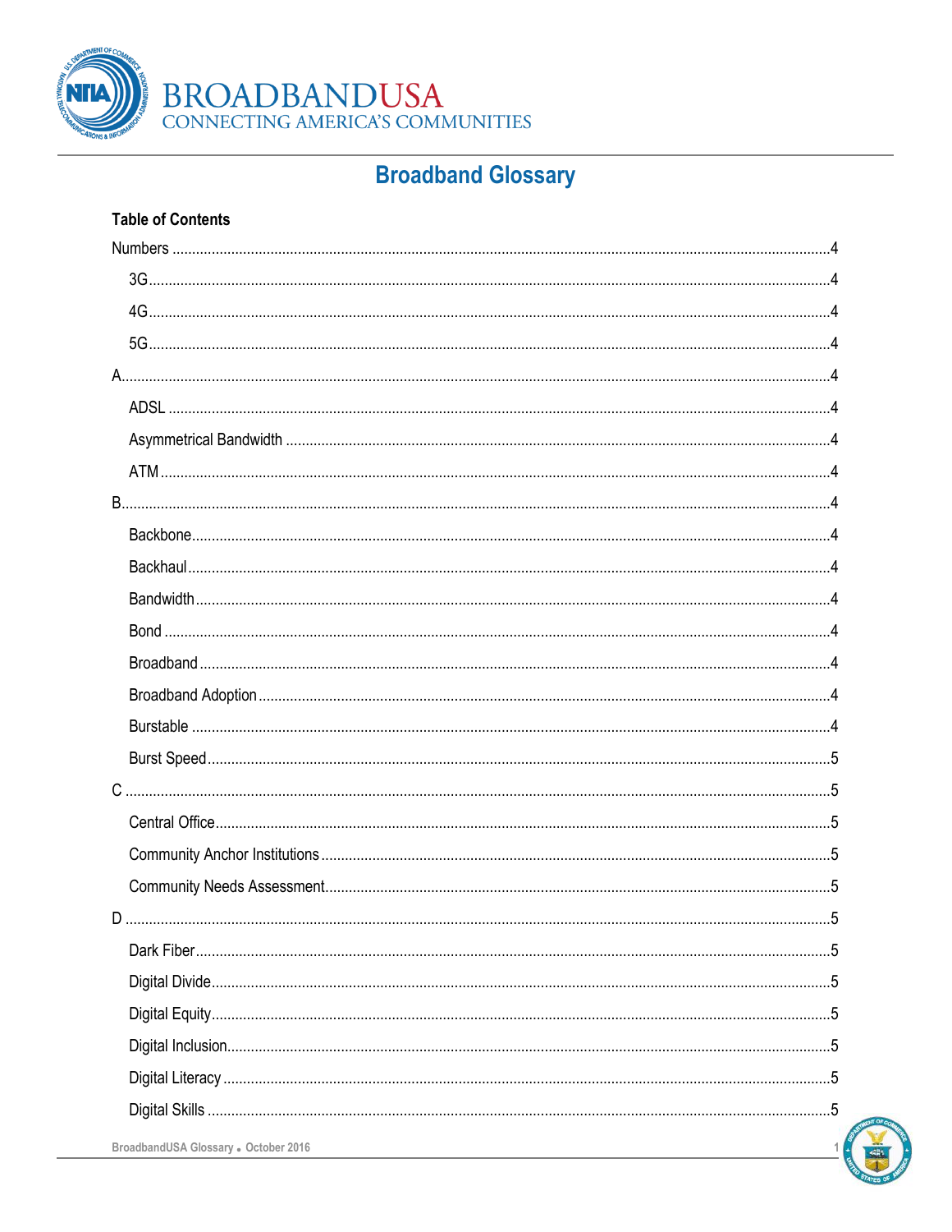# BROADBANDUSA
CONNECTING AMERICA'S COMMUNITIES

## Broadband Glossary

### Table of Contents

- Numbers ....................................................... 4
  - 3G ....................................................... 4
  - 4G ....................................................... 4
  - 5G ....................................................... 4
- A ....................................................... 4
  - ADSL ....................................................... 4
  - Asymmetrical Bandwidth ....................................................... 4
  - ATM ....................................................... 4
- B ....................................................... 4
  - Backbone ....................................................... 4
  - Backhaul ....................................................... 4
  - Bandwidth ....................................................... 4
  - Bond ....................................................... 4
  - Broadband ....................................................... 4
  - Broadband Adoption ....................................................... 4
  - Burstable ....................................................... 4
  - Burst Speed ....................................................... 5
- C ....................................................... 5
  - Central Office ....................................................... 5
  - Community Anchor Institutions ....................................................... 5
  - Community Needs Assessment ....................................................... 5
- D ....................................................... 5
  - Dark Fiber ....................................................... 5
  - Digital Divide ....................................................... 5
  - Digital Equity ....................................................... 5
  - Digital Inclusion ....................................................... 5
  - Digital Literacy ....................................................... 5
  - Digital Skills ....................................................... 5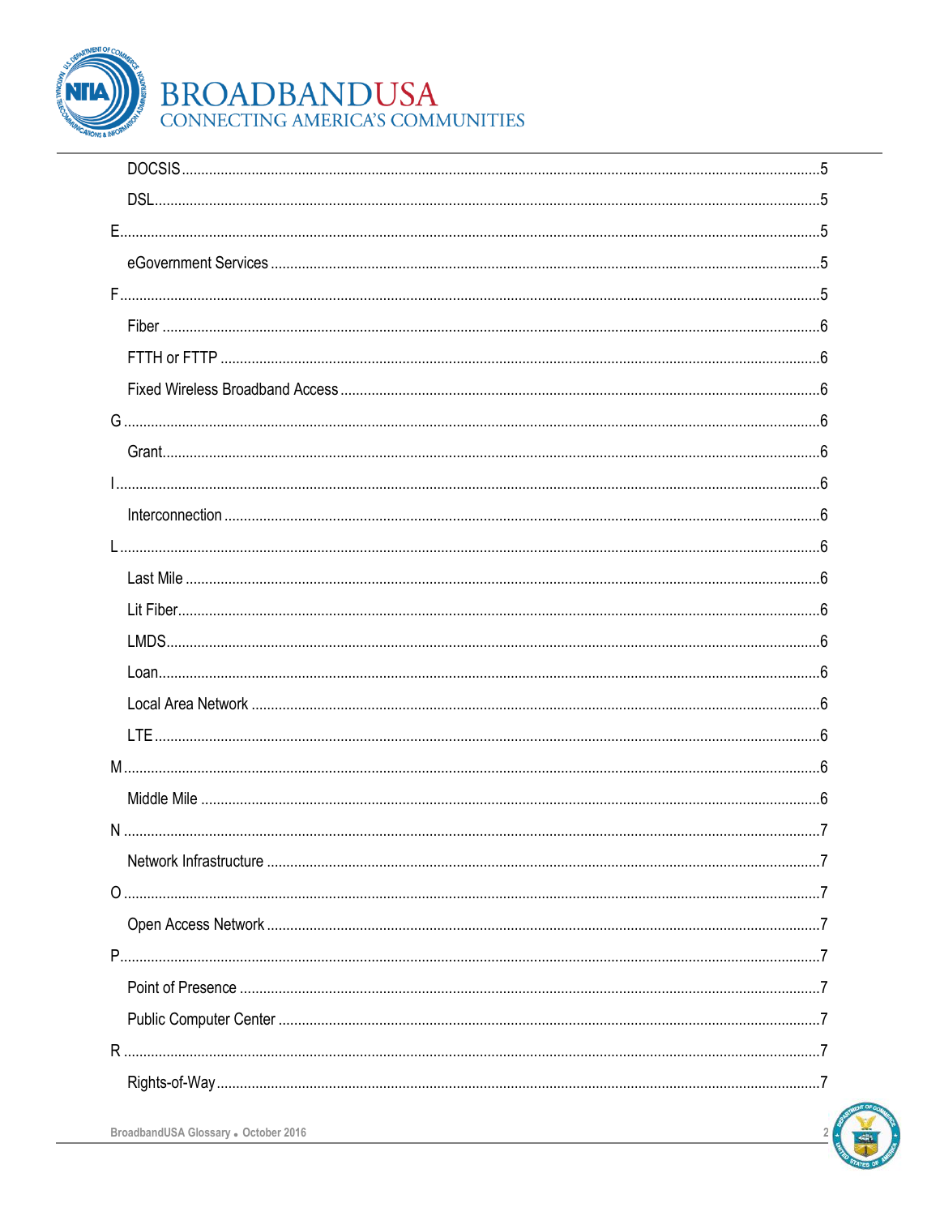DOCSIS ..... 5

DSL ..... 5

E ..... 5

eGovernment Services ..... 5

F ..... 5

Fiber ..... 6

FTTH or FTTP ..... 6

Fixed Wireless Broadband Access ..... 6

G ..... 6

Grant ..... 6

I ..... 6

Interconnection ..... 6

L ..... 6

Last Mile ..... 6

Lit Fiber ..... 6

LMDS ..... 6

Loan ..... 6

Local Area Network ..... 6

LTE ..... 6

M ..... 6

Middle Mile ..... 6

N ..... 7

Network Infrastructure ..... 7

O ..... 7

Open Access Network ..... 7

P ..... 7

Point of Presence ..... 7

Public Computer Center ..... 7

R ..... 7

Rights-of-Way ..... 7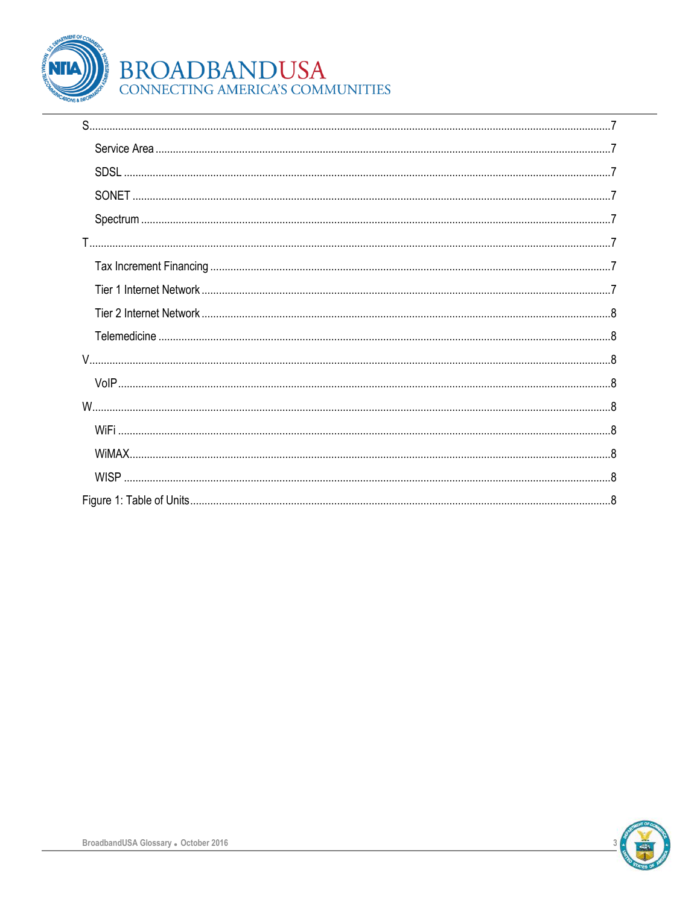- S.......................................................................................................................................7
  - Service Area..........................................................................................................................7
  - SDSL.......................................................................................................................................7
  - SONET.....................................................................................................................................7
  - Spectrum..................................................................................................................................7
- T.......................................................................................................................................7
  - Tax Increment Financing..........................................................................................................7
  - Tier 1 Internet Network............................................................................................................7
  - Tier 2 Internet Network............................................................................................................8
  - Telemedicine............................................................................................................................8
- V.......................................................................................................................................8
  - VoIP........................................................................................................................................8
- W......................................................................................................................................8
  - WiFi........................................................................................................................................8
  - WiMAX....................................................................................................................................8
  - WISP.......................................................................................................................................8
- Figure 1: Table of Units..............................................................................................................8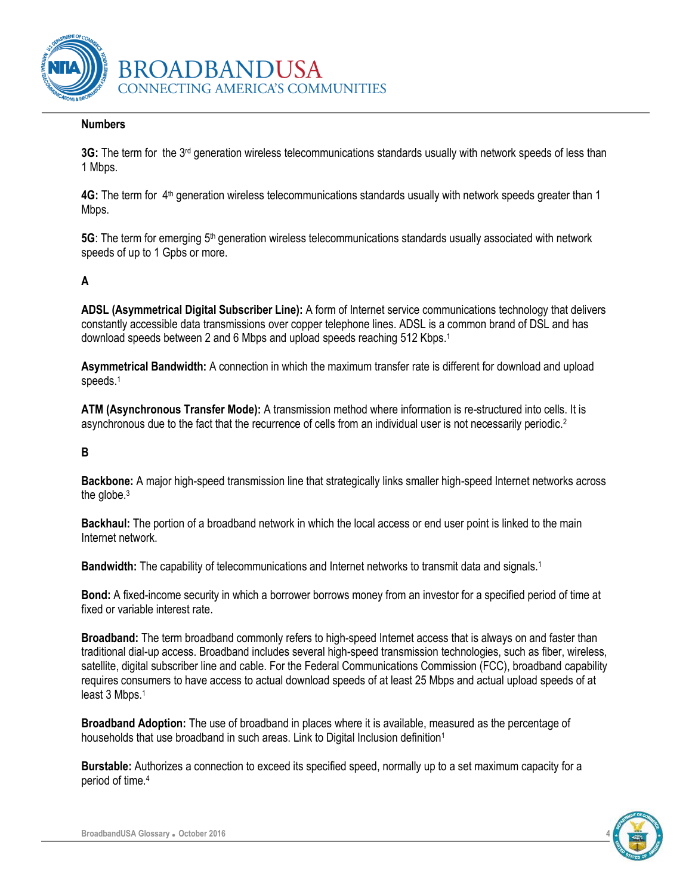## Numbers

**3G:** The term for the 3rd generation wireless telecommunications standards usually with network speeds of less than 1 Mbps.

**4G:** The term for 4th generation wireless telecommunications standards usually with network speeds greater than 1 Mbps.

**5G**: The term for emerging 5th generation wireless telecommunications standards usually associated with network speeds of up to 1 Gpbs or more.

## A

**ADSL (Asymmetrical Digital Subscriber Line):** A form of Internet service communications technology that delivers constantly accessible data transmissions over copper telephone lines. ADSL is a common brand of DSL and has download speeds between 2 and 6 Mbps and upload speeds reaching 512 Kbps.[1]

**Asymmetrical Bandwidth:** A connection in which the maximum transfer rate is different for download and upload speeds.[1]

**ATM (Asynchronous Transfer Mode):** A transmission method where information is re-structured into cells. It is asynchronous due to the fact that the recurrence of cells from an individual user is not necessarily periodic.[2]

## B

**Backbone:** A major high-speed transmission line that strategically links smaller high-speed Internet networks across the globe.[3]

**Backhaul:** The portion of a broadband network in which the local access or end user point is linked to the main Internet network.

**Bandwidth:** The capability of telecommunications and Internet networks to transmit data and signals.[1]

**Bond:** A fixed-income security in which a borrower borrows money from an investor for a specified period of time at fixed or variable interest rate.

**Broadband:** The term broadband commonly refers to high-speed Internet access that is always on and faster than traditional dial-up access. Broadband includes several high-speed transmission technologies, such as fiber, wireless, satellite, digital subscriber line and cable. For the Federal Communications Commission (FCC), broadband capability requires consumers to have access to actual download speeds of at least 25 Mbps and actual upload speeds of at least 3 Mbps.[1]

**Broadband Adoption:** The use of broadband in places where it is available, measured as the percentage of households that use broadband in such areas. Link to Digital Inclusion definition[1]

**Burstable:** Authorizes a connection to exceed its specified speed, normally up to a set maximum capacity for a period of time.[4]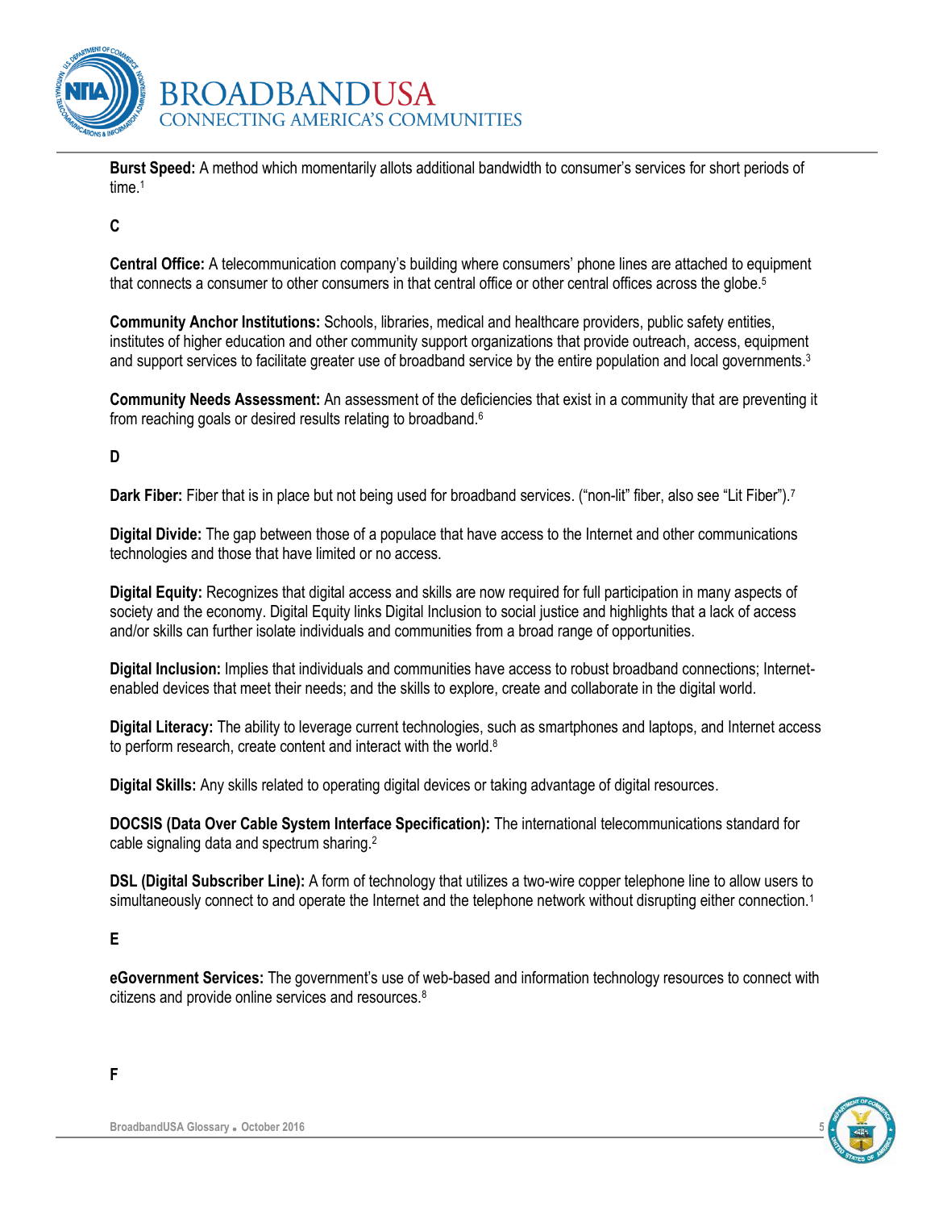**Burst Speed:** A method which momentarily allots additional bandwidth to consumer's services for short periods of time.[1]

## C

**Central Office:** A telecommunication company's building where consumers' phone lines are attached to equipment that connects a consumer to other consumers in that central office or other central offices across the globe.[5]

**Community Anchor Institutions:** Schools, libraries, medical and healthcare providers, public safety entities, institutes of higher education and other community support organizations that provide outreach, access, equipment and support services to facilitate greater use of broadband service by the entire population and local governments.[3]

**Community Needs Assessment:** An assessment of the deficiencies that exist in a community that are preventing it from reaching goals or desired results relating to broadband.[6]

## D

**Dark Fiber:** Fiber that is in place but not being used for broadband services. ("non-lit" fiber, also see "Lit Fiber").[7]

**Digital Divide:** The gap between those of a populace that have access to the Internet and other communications technologies and those that have limited or no access.

**Digital Equity:** Recognizes that digital access and skills are now required for full participation in many aspects of society and the economy. Digital Equity links Digital Inclusion to social justice and highlights that a lack of access and/or skills can further isolate individuals and communities from a broad range of opportunities.

**Digital Inclusion:** Implies that individuals and communities have access to robust broadband connections; Internet-enabled devices that meet their needs; and the skills to explore, create and collaborate in the digital world.

**Digital Literacy:** The ability to leverage current technologies, such as smartphones and laptops, and Internet access to perform research, create content and interact with the world.[8]

**Digital Skills:** Any skills related to operating digital devices or taking advantage of digital resources.

**DOCSIS (Data Over Cable System Interface Specification):** The international telecommunications standard for cable signaling data and spectrum sharing.[2]

**DSL (Digital Subscriber Line):** A form of technology that utilizes a two-wire copper telephone line to allow users to simultaneously connect to and operate the Internet and the telephone network without disrupting either connection.[1]

## E

**eGovernment Services:** The government's use of web-based and information technology resources to connect with citizens and provide online services and resources.[8]

## F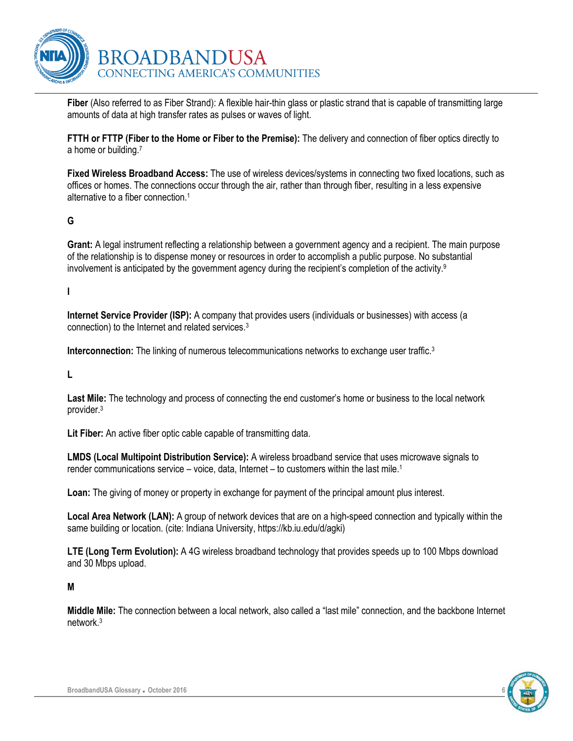**Fiber** (Also referred to as Fiber Strand): A flexible hair-thin glass or plastic strand that is capable of transmitting large amounts of data at high transfer rates as pulses or waves of light.

**FTTH or FTTP (Fiber to the Home or Fiber to the Premise):** The delivery and connection of fiber optics directly to a home or building.[7]

**Fixed Wireless Broadband Access:** The use of wireless devices/systems in connecting two fixed locations, such as offices or homes. The connections occur through the air, rather than through fiber, resulting in a less expensive alternative to a fiber connection.[1]

## G

**Grant:** A legal instrument reflecting a relationship between a government agency and a recipient. The main purpose of the relationship is to dispense money or resources in order to accomplish a public purpose. No substantial involvement is anticipated by the government agency during the recipient's completion of the activity.[9]

## I

**Internet Service Provider (ISP):** A company that provides users (individuals or businesses) with access (a connection) to the Internet and related services.[3]

**Interconnection:** The linking of numerous telecommunications networks to exchange user traffic.[3]

## L

**Last Mile:** The technology and process of connecting the end customer's home or business to the local network provider.[3]

**Lit Fiber:** An active fiber optic cable capable of transmitting data.

**LMDS (Local Multipoint Distribution Service):** A wireless broadband service that uses microwave signals to render communications service – voice, data, Internet – to customers within the last mile.[1]

**Loan:** The giving of money or property in exchange for payment of the principal amount plus interest.

**Local Area Network (LAN):** A group of network devices that are on a high-speed connection and typically within the same building or location. (cite: Indiana University, https://kb.iu.edu/d/agki)

**LTE (Long Term Evolution):** A 4G wireless broadband technology that provides speeds up to 100 Mbps download and 30 Mbps upload.

## M

**Middle Mile:** The connection between a local network, also called a "last mile" connection, and the backbone Internet network.[3]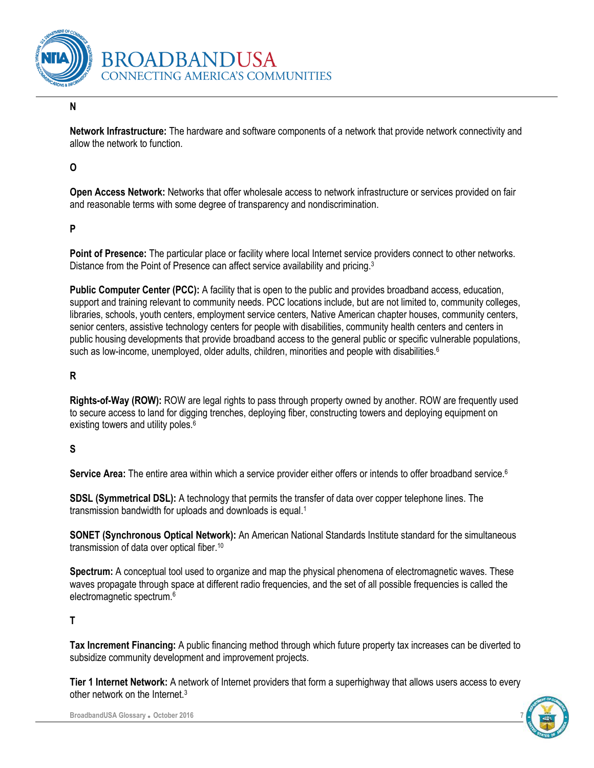## N

**Network Infrastructure:** The hardware and software components of a network that provide network connectivity and allow the network to function.

## O

**Open Access Network:** Networks that offer wholesale access to network infrastructure or services provided on fair and reasonable terms with some degree of transparency and nondiscrimination.

## P

**Point of Presence:** The particular place or facility where local Internet service providers connect to other networks. Distance from the Point of Presence can affect service availability and pricing.[3]

**Public Computer Center (PCC):** A facility that is open to the public and provides broadband access, education, support and training relevant to community needs. PCC locations include, but are not limited to, community colleges, libraries, schools, youth centers, employment service centers, Native American chapter houses, community centers, senior centers, assistive technology centers for people with disabilities, community health centers and centers in public housing developments that provide broadband access to the general public or specific vulnerable populations, such as low-income, unemployed, older adults, children, minorities and people with disabilities.[6]

## R

**Rights-of-Way (ROW):** ROW are legal rights to pass through property owned by another. ROW are frequently used to secure access to land for digging trenches, deploying fiber, constructing towers and deploying equipment on existing towers and utility poles.[6]

## S

**Service Area:** The entire area within which a service provider either offers or intends to offer broadband service.[6]

**SDSL (Symmetrical DSL):** A technology that permits the transfer of data over copper telephone lines. The transmission bandwidth for uploads and downloads is equal.[1]

**SONET (Synchronous Optical Network):** An American National Standards Institute standard for the simultaneous transmission of data over optical fiber.[10]

**Spectrum:** A conceptual tool used to organize and map the physical phenomena of electromagnetic waves. These waves propagate through space at different radio frequencies, and the set of all possible frequencies is called the electromagnetic spectrum.[6]

## T

**Tax Increment Financing:** A public financing method through which future property tax increases can be diverted to subsidize community development and improvement projects.

**Tier 1 Internet Network:** A network of Internet providers that form a superhighway that allows users access to every other network on the Internet.[3]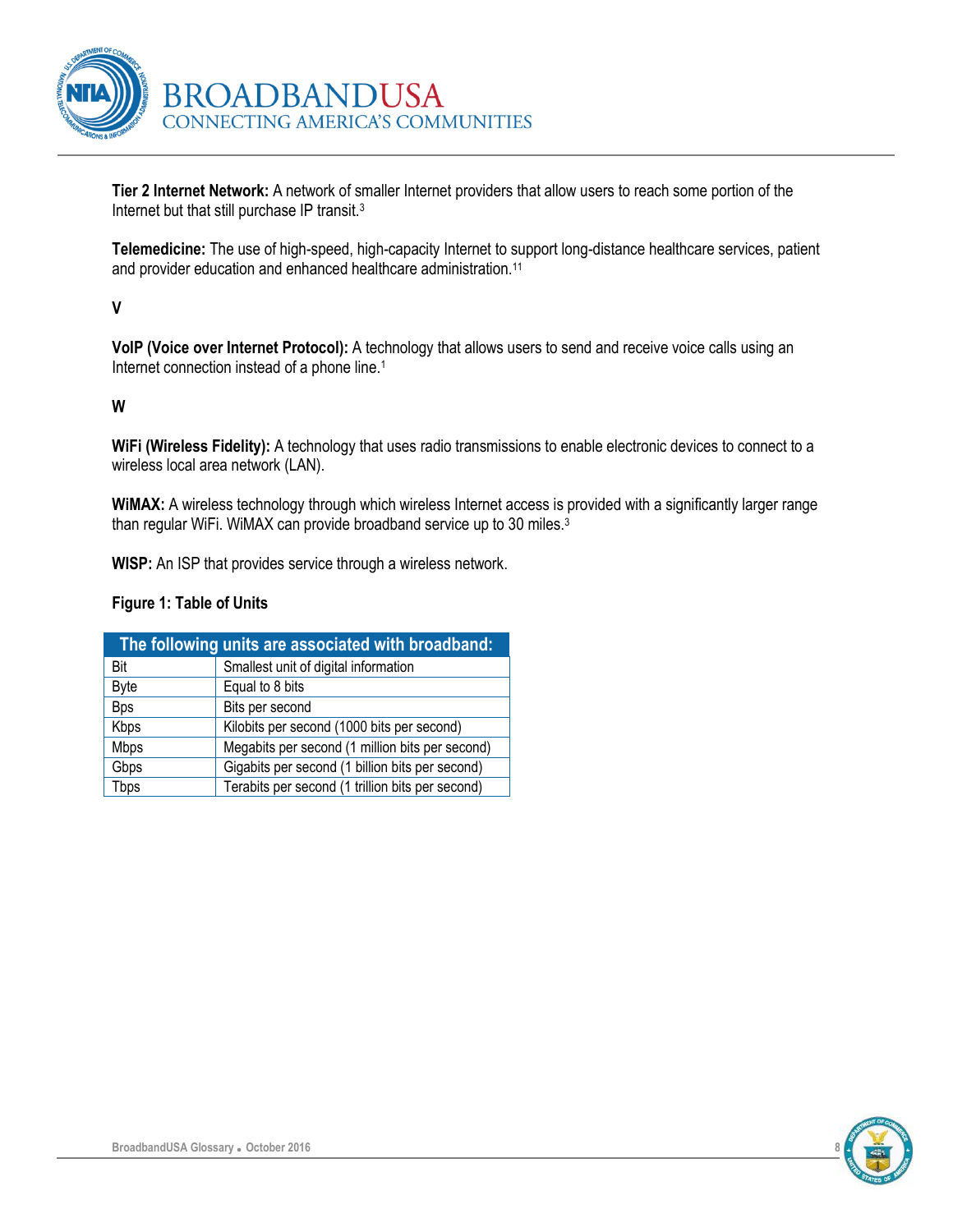**Tier 2 Internet Network:** A network of smaller Internet providers that allow users to reach some portion of the Internet but that still purchase IP transit.[3]

**Telemedicine:** The use of high-speed, high-capacity Internet to support long-distance healthcare services, patient and provider education and enhanced healthcare administration.[11]

### V

**VoIP (Voice over Internet Protocol):** A technology that allows users to send and receive voice calls using an Internet connection instead of a phone line.[1]

### W

**WiFi (Wireless Fidelity):** A technology that uses radio transmissions to enable electronic devices to connect to a wireless local area network (LAN).

**WiMAX:** A wireless technology through which wireless Internet access is provided with a significantly larger range than regular WiFi. WiMAX can provide broadband service up to 30 miles.[3]

**WISP:** An ISP that provides service through a wireless network.

**Figure 1: Table of Units**

| The following units are associated with broadband: | |
|---|---|
| Bit | Smallest unit of digital information |
| Byte | Equal to 8 bits |
| Bps | Bits per second |
| Kbps | Kilobits per second (1000 bits per second) |
| Mbps | Megabits per second (1 million bits per second) |
| Gbps | Gigabits per second (1 billion bits per second) |
| Tbps | Terabits per second (1 trillion bits per second) |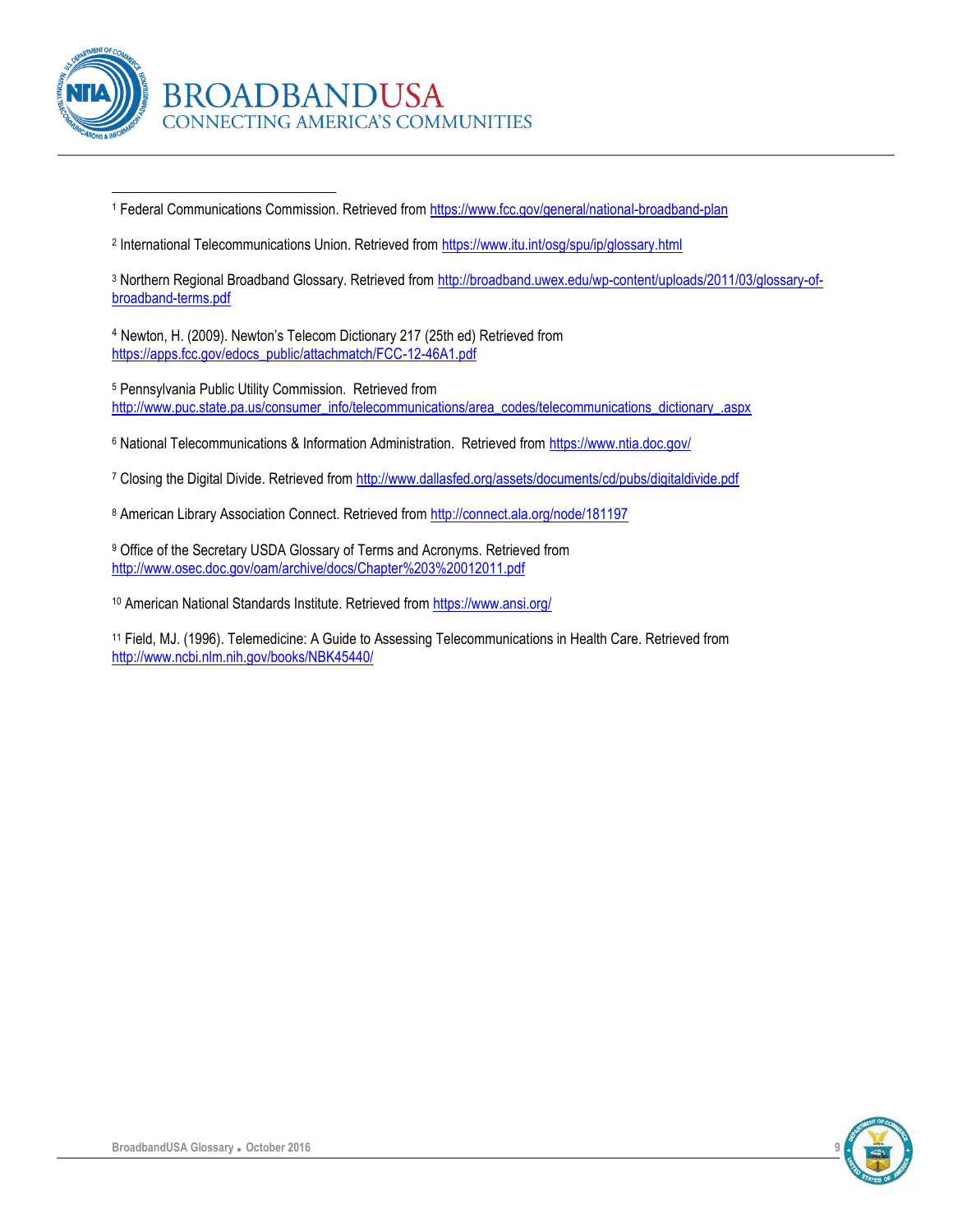[1] Federal Communications Commission. Retrieved from https://www.fcc.gov/general/national-broadband-plan

[2] International Telecommunications Union. Retrieved from https://www.itu.int/osg/spu/ip/glossary.html

[3] Northern Regional Broadband Glossary. Retrieved from http://broadband.uwex.edu/wp-content/uploads/2011/03/glossary-of-broadband-terms.pdf

[4] Newton, H. (2009). Newton's Telecom Dictionary 217 (25th ed) Retrieved from https://apps.fcc.gov/edocs_public/attachmatch/FCC-12-46A1.pdf

[5] Pennsylvania Public Utility Commission. Retrieved from http://www.puc.state.pa.us/consumer_info/telecommunications/area_codes/telecommunications_dictionary_.aspx

[6] National Telecommunications & Information Administration. Retrieved from https://www.ntia.doc.gov/

[7] Closing the Digital Divide. Retrieved from http://www.dallasfed.org/assets/documents/cd/pubs/digitaldivide.pdf

[8] American Library Association Connect. Retrieved from http://connect.ala.org/node/181197

[9] Office of the Secretary USDA Glossary of Terms and Acronyms. Retrieved from http://www.osec.doc.gov/oam/archive/docs/Chapter%203%20012011.pdf

[10] American National Standards Institute. Retrieved from https://www.ansi.org/

[11] Field, MJ. (1996). Telemedicine: A Guide to Assessing Telecommunications in Health Care. Retrieved from http://www.ncbi.nlm.nih.gov/books/NBK45440/